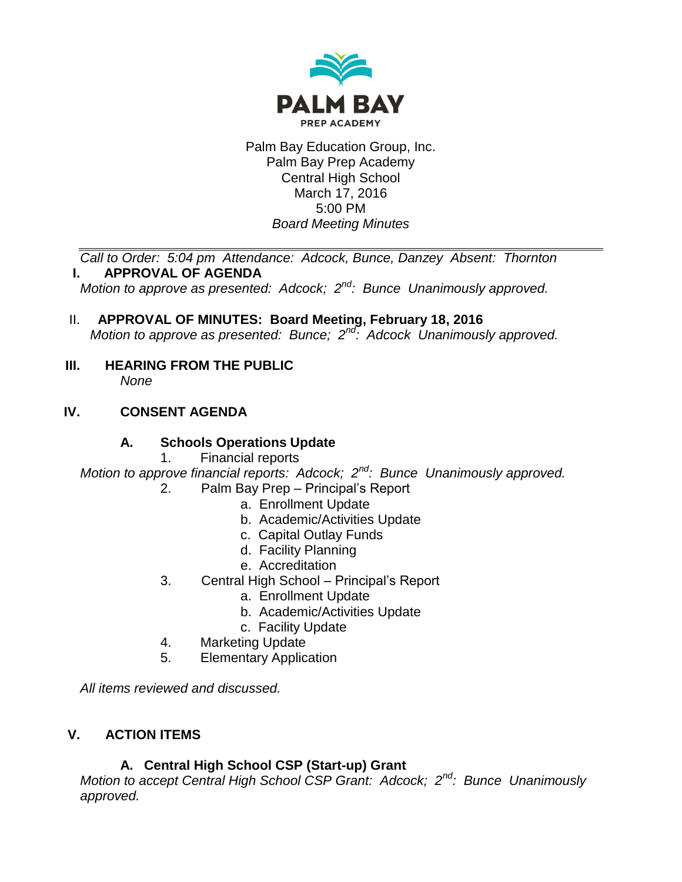PALM BAY
PREP ACADEMY

Palm Bay Education Group, Inc.
Palm Bay Prep Academy
Central High School
March 17, 2016
5:00 PM
*Board Meeting Minutes*

---

*Call to Order: 5:04 pm Attendance: Adcock, Bunce, Danzey Absent: Thornton*

## I. APPROVAL OF AGENDA

*Motion to approve as presented: Adcock; 2nd: Bunce Unanimously approved.*

## II. APPROVAL OF MINUTES: Board Meeting, February 18, 2016

*Motion to approve as presented: Bunce; 2nd: Adcock Unanimously approved.*

## III. HEARING FROM THE PUBLIC

*None*

## IV. CONSENT AGENDA

### A. Schools Operations Update

1. Financial reports

*Motion to approve financial reports: Adcock; 2nd: Bunce Unanimously approved.*

2. Palm Bay Prep – Principal's Report
   a. Enrollment Update
   b. Academic/Activities Update
   c. Capital Outlay Funds
   d. Facility Planning
   e. Accreditation
3. Central High School – Principal's Report
   a. Enrollment Update
   b. Academic/Activities Update
   c. Facility Update
4. Marketing Update
5. Elementary Application

*All items reviewed and discussed.*

## V. ACTION ITEMS

### A. Central High School CSP (Start-up) Grant

*Motion to accept Central High School CSP Grant: Adcock; 2nd: Bunce Unanimously approved.*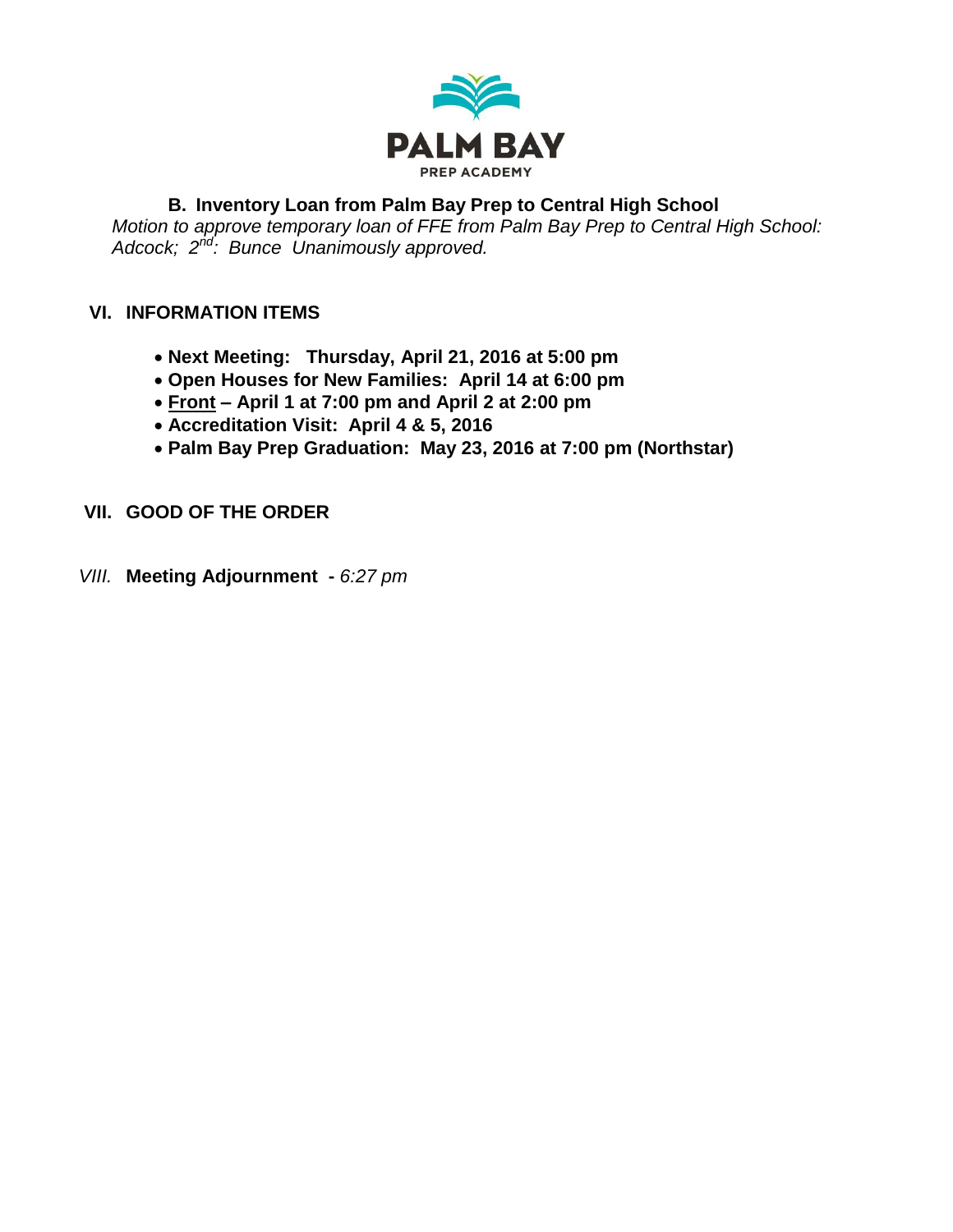**PALM BAY**
PREP ACADEMY

**B. Inventory Loan from Palm Bay Prep to Central High School**

*Motion to approve temporary loan of FFE from Palm Bay Prep to Central High School: Adcock; 2nd: Bunce Unanimously approved.*

## VI. INFORMATION ITEMS

- **Next Meeting: Thursday, April 21, 2016 at 5:00 pm**
- **Open Houses for New Families: April 14 at 6:00 pm**
- **Front – April 1 at 7:00 pm and April 2 at 2:00 pm**
- **Accreditation Visit: April 4 & 5, 2016**
- **Palm Bay Prep Graduation: May 23, 2016 at 7:00 pm (Northstar)**

## VII. GOOD OF THE ORDER

*VIII.* **Meeting Adjournment -** *6:27 pm*